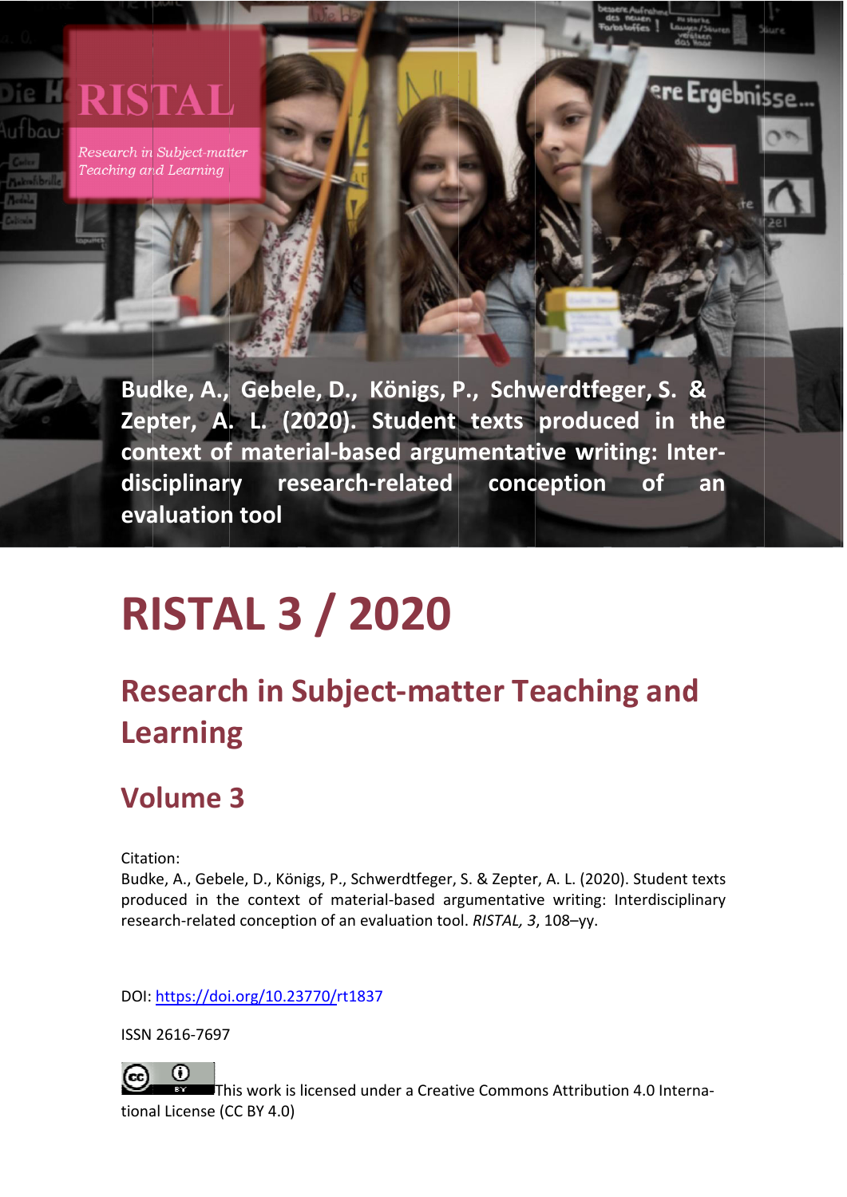RISTAL

*Research in Subject-matter Teaching and Learning*

**Budke, A., Gebele, D., Königs, P., Schwerdtfeger, S. & Zepter, A. L. (2020). Student texts produced in the context of material-based argumentative writing: Interdisciplinary research-related conception of an evaluation tool**

# RISTAL 3 / 2020

## Research in Subject-matter Teaching and Learning

## Volume 3

Citation:
Budke, A., Gebele, D., Königs, P., Schwerdtfeger, S. & Zepter, A. L. (2020). Student texts produced in the context of material-based argumentative writing: Interdisciplinary research-related conception of an evaluation tool. *RISTAL, 3*, 108–yy.

DOI: https://doi.org/10.23770/rt1837

ISSN 2616-7697

This work is licensed under a Creative Commons Attribution 4.0 International License (CC BY 4.0)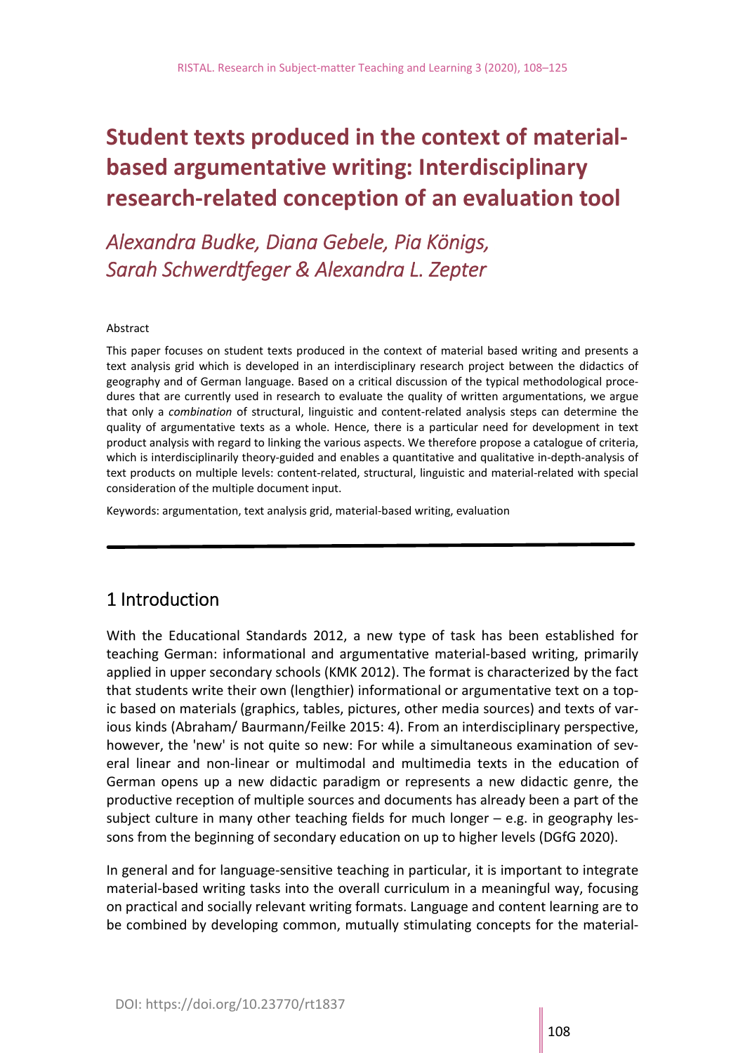# Student texts produced in the context of material-based argumentative writing: Interdisciplinary research-related conception of an evaluation tool

*Alexandra Budke, Diana Gebele, Pia Königs, Sarah Schwerdtfeger & Alexandra L. Zepter*

Abstract

This paper focuses on student texts produced in the context of material based writing and presents a text analysis grid which is developed in an interdisciplinary research project between the didactics of geography and of German language. Based on a critical discussion of the typical methodological procedures that are currently used in research to evaluate the quality of written argumentations, we argue that only a *combination* of structural, linguistic and content-related analysis steps can determine the quality of argumentative texts as a whole. Hence, there is a particular need for development in text product analysis with regard to linking the various aspects. We therefore propose a catalogue of criteria, which is interdisciplinarily theory-guided and enables a quantitative and qualitative in-depth-analysis of text products on multiple levels: content-related, structural, linguistic and material-related with special consideration of the multiple document input.

Keywords: argumentation, text analysis grid, material-based writing, evaluation

## 1 Introduction

With the Educational Standards 2012, a new type of task has been established for teaching German: informational and argumentative material-based writing, primarily applied in upper secondary schools (KMK 2012). The format is characterized by the fact that students write their own (lengthier) informational or argumentative text on a topic based on materials (graphics, tables, pictures, other media sources) and texts of various kinds (Abraham/ Baurmann/Feilke 2015: 4). From an interdisciplinary perspective, however, the 'new' is not quite so new: For while a simultaneous examination of several linear and non-linear or multimodal and multimedia texts in the education of German opens up a new didactic paradigm or represents a new didactic genre, the productive reception of multiple sources and documents has already been a part of the subject culture in many other teaching fields for much longer – e.g. in geography lessons from the beginning of secondary education on up to higher levels (DGfG 2020).

In general and for language-sensitive teaching in particular, it is important to integrate material-based writing tasks into the overall curriculum in a meaningful way, focusing on practical and socially relevant writing formats. Language and content learning are to be combined by developing common, mutually stimulating concepts for the material-

DOI: https://doi.org/10.23770/rt1837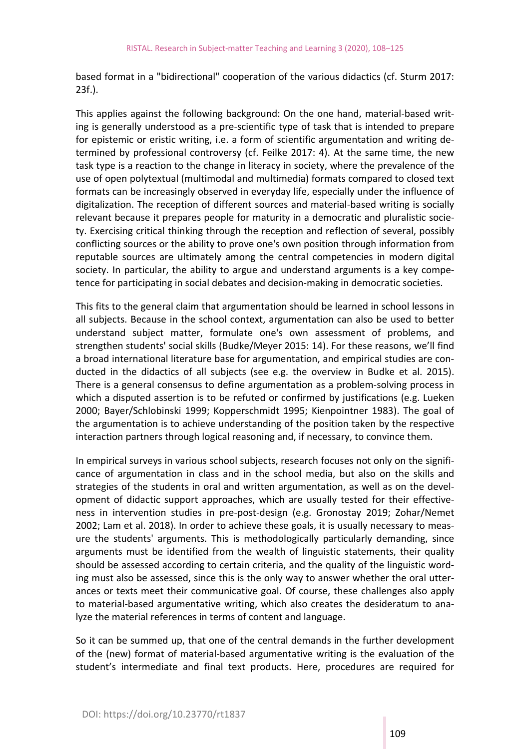based format in a "bidirectional" cooperation of the various didactics (cf. Sturm 2017: 23f.).

This applies against the following background: On the one hand, material-based writing is generally understood as a pre-scientific type of task that is intended to prepare for epistemic or eristic writing, i.e. a form of scientific argumentation and writing determined by professional controversy (cf. Feilke 2017: 4). At the same time, the new task type is a reaction to the change in literacy in society, where the prevalence of the use of open polytextual (multimodal and multimedia) formats compared to closed text formats can be increasingly observed in everyday life, especially under the influence of digitalization. The reception of different sources and material-based writing is socially relevant because it prepares people for maturity in a democratic and pluralistic society. Exercising critical thinking through the reception and reflection of several, possibly conflicting sources or the ability to prove one's own position through information from reputable sources are ultimately among the central competencies in modern digital society. In particular, the ability to argue and understand arguments is a key competence for participating in social debates and decision-making in democratic societies.

This fits to the general claim that argumentation should be learned in school lessons in all subjects. Because in the school context, argumentation can also be used to better understand subject matter, formulate one's own assessment of problems, and strengthen students' social skills (Budke/Meyer 2015: 14). For these reasons, we'll find a broad international literature base for argumentation, and empirical studies are conducted in the didactics of all subjects (see e.g. the overview in Budke et al. 2015). There is a general consensus to define argumentation as a problem-solving process in which a disputed assertion is to be refuted or confirmed by justifications (e.g. Lueken 2000; Bayer/Schlobinski 1999; Kopperschmidt 1995; Kienpointner 1983). The goal of the argumentation is to achieve understanding of the position taken by the respective interaction partners through logical reasoning and, if necessary, to convince them.

In empirical surveys in various school subjects, research focuses not only on the significance of argumentation in class and in the school media, but also on the skills and strategies of the students in oral and written argumentation, as well as on the development of didactic support approaches, which are usually tested for their effectiveness in intervention studies in pre-post-design (e.g. Gronostay 2019; Zohar/Nemet 2002; Lam et al. 2018). In order to achieve these goals, it is usually necessary to measure the students' arguments. This is methodologically particularly demanding, since arguments must be identified from the wealth of linguistic statements, their quality should be assessed according to certain criteria, and the quality of the linguistic wording must also be assessed, since this is the only way to answer whether the oral utterances or texts meet their communicative goal. Of course, these challenges also apply to material-based argumentative writing, which also creates the desideratum to analyze the material references in terms of content and language.

So it can be summed up, that one of the central demands in the further development of the (new) format of material-based argumentative writing is the evaluation of the student's intermediate and final text products. Here, procedures are required for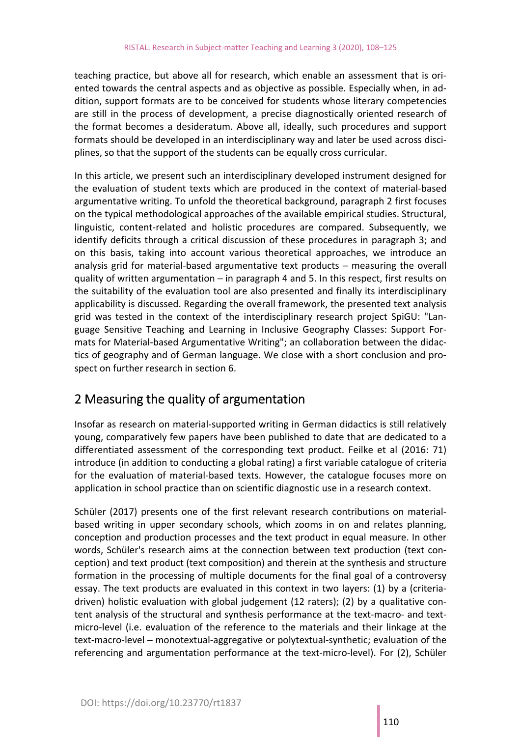teaching practice, but above all for research, which enable an assessment that is oriented towards the central aspects and as objective as possible. Especially when, in addition, support formats are to be conceived for students whose literary competencies are still in the process of development, a precise diagnostically oriented research of the format becomes a desideratum. Above all, ideally, such procedures and support formats should be developed in an interdisciplinary way and later be used across disciplines, so that the support of the students can be equally cross curricular.

In this article, we present such an interdisciplinary developed instrument designed for the evaluation of student texts which are produced in the context of material-based argumentative writing. To unfold the theoretical background, paragraph 2 first focuses on the typical methodological approaches of the available empirical studies. Structural, linguistic, content-related and holistic procedures are compared. Subsequently, we identify deficits through a critical discussion of these procedures in paragraph 3; and on this basis, taking into account various theoretical approaches, we introduce an analysis grid for material-based argumentative text products – measuring the overall quality of written argumentation – in paragraph 4 and 5. In this respect, first results on the suitability of the evaluation tool are also presented and finally its interdisciplinary applicability is discussed. Regarding the overall framework, the presented text analysis grid was tested in the context of the interdisciplinary research project SpiGU: "Language Sensitive Teaching and Learning in Inclusive Geography Classes: Support Formats for Material-based Argumentative Writing"; an collaboration between the didactics of geography and of German language. We close with a short conclusion and prospect on further research in section 6.

## 2 Measuring the quality of argumentation

Insofar as research on material-supported writing in German didactics is still relatively young, comparatively few papers have been published to date that are dedicated to a differentiated assessment of the corresponding text product. Feilke et al (2016: 71) introduce (in addition to conducting a global rating) a first variable catalogue of criteria for the evaluation of material-based texts. However, the catalogue focuses more on application in school practice than on scientific diagnostic use in a research context.

Schüler (2017) presents one of the first relevant research contributions on material-based writing in upper secondary schools, which zooms in on and relates planning, conception and production processes and the text product in equal measure. In other words, Schüler's research aims at the connection between text production (text conception) and text product (text composition) and therein at the synthesis and structure formation in the processing of multiple documents for the final goal of a controversy essay. The text products are evaluated in this context in two layers: (1) by a (criteria-driven) holistic evaluation with global judgement (12 raters); (2) by a qualitative content analysis of the structural and synthesis performance at the text-macro- and text-micro-level (i.e. evaluation of the reference to the materials and their linkage at the text-macro-level – monotextual-aggregative or polytextual-synthetic; evaluation of the referencing and argumentation performance at the text-micro-level). For (2), Schüler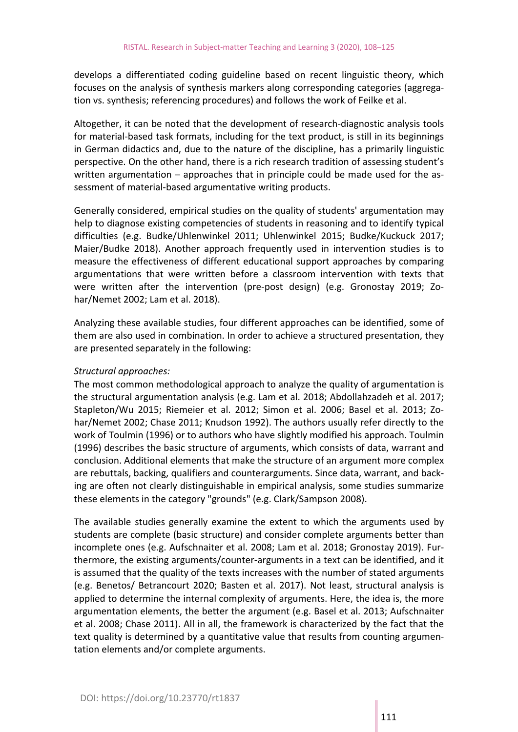develops a differentiated coding guideline based on recent linguistic theory, which focuses on the analysis of synthesis markers along corresponding categories (aggregation vs. synthesis; referencing procedures) and follows the work of Feilke et al.

Altogether, it can be noted that the development of research-diagnostic analysis tools for material-based task formats, including for the text product, is still in its beginnings in German didactics and, due to the nature of the discipline, has a primarily linguistic perspective. On the other hand, there is a rich research tradition of assessing student's written argumentation – approaches that in principle could be made used for the assessment of material-based argumentative writing products.

Generally considered, empirical studies on the quality of students' argumentation may help to diagnose existing competencies of students in reasoning and to identify typical difficulties (e.g. Budke/Uhlenwinkel 2011; Uhlenwinkel 2015; Budke/Kuckuck 2017; Maier/Budke 2018). Another approach frequently used in intervention studies is to measure the effectiveness of different educational support approaches by comparing argumentations that were written before a classroom intervention with texts that were written after the intervention (pre-post design) (e.g. Gronostay 2019; Zohar/Nemet 2002; Lam et al. 2018).

Analyzing these available studies, four different approaches can be identified, some of them are also used in combination. In order to achieve a structured presentation, they are presented separately in the following:

*Structural approaches:*
The most common methodological approach to analyze the quality of argumentation is the structural argumentation analysis (e.g. Lam et al. 2018; Abdollahzadeh et al. 2017; Stapleton/Wu 2015; Riemeier et al. 2012; Simon et al. 2006; Basel et al. 2013; Zohar/Nemet 2002; Chase 2011; Knudson 1992). The authors usually refer directly to the work of Toulmin (1996) or to authors who have slightly modified his approach. Toulmin (1996) describes the basic structure of arguments, which consists of data, warrant and conclusion. Additional elements that make the structure of an argument more complex are rebuttals, backing, qualifiers and counterarguments. Since data, warrant, and backing are often not clearly distinguishable in empirical analysis, some studies summarize these elements in the category "grounds" (e.g. Clark/Sampson 2008).

The available studies generally examine the extent to which the arguments used by students are complete (basic structure) and consider complete arguments better than incomplete ones (e.g. Aufschnaiter et al. 2008; Lam et al. 2018; Gronostay 2019). Furthermore, the existing arguments/counter-arguments in a text can be identified, and it is assumed that the quality of the texts increases with the number of stated arguments (e.g. Benetos/ Betrancourt 2020; Basten et al. 2017). Not least, structural analysis is applied to determine the internal complexity of arguments. Here, the idea is, the more argumentation elements, the better the argument (e.g. Basel et al. 2013; Aufschnaiter et al. 2008; Chase 2011). All in all, the framework is characterized by the fact that the text quality is determined by a quantitative value that results from counting argumentation elements and/or complete arguments.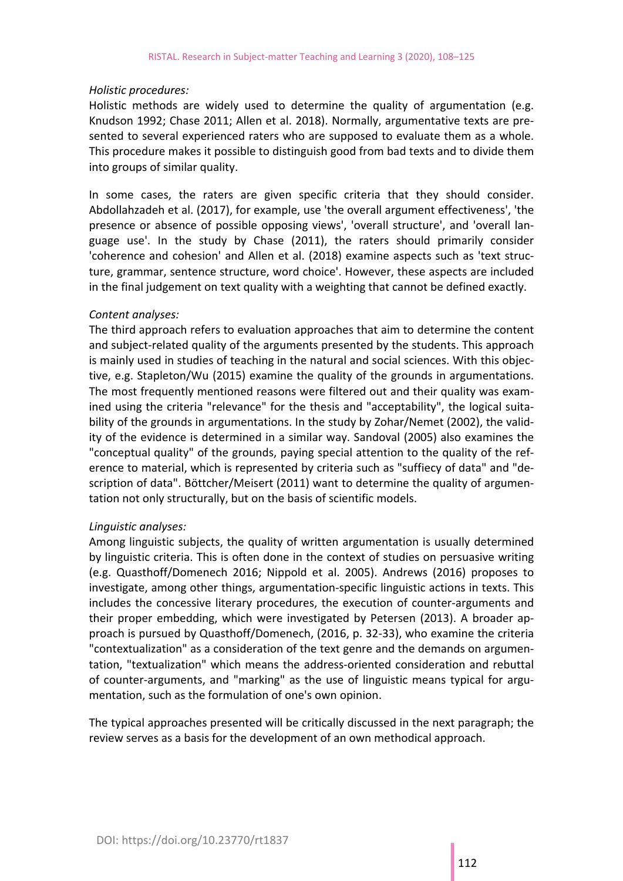*Holistic procedures:*
Holistic methods are widely used to determine the quality of argumentation (e.g. Knudson 1992; Chase 2011; Allen et al. 2018). Normally, argumentative texts are presented to several experienced raters who are supposed to evaluate them as a whole. This procedure makes it possible to distinguish good from bad texts and to divide them into groups of similar quality.

In some cases, the raters are given specific criteria that they should consider. Abdollahzadeh et al. (2017), for example, use 'the overall argument effectiveness', 'the presence or absence of possible opposing views', 'overall structure', and 'overall language use'. In the study by Chase (2011), the raters should primarily consider 'coherence and cohesion' and Allen et al. (2018) examine aspects such as 'text structure, grammar, sentence structure, word choice'. However, these aspects are included in the final judgement on text quality with a weighting that cannot be defined exactly.

*Content analyses:*
The third approach refers to evaluation approaches that aim to determine the content and subject-related quality of the arguments presented by the students. This approach is mainly used in studies of teaching in the natural and social sciences. With this objective, e.g. Stapleton/Wu (2015) examine the quality of the grounds in argumentations. The most frequently mentioned reasons were filtered out and their quality was examined using the criteria "relevance" for the thesis and "acceptability", the logical suitability of the grounds in argumentations. In the study by Zohar/Nemet (2002), the validity of the evidence is determined in a similar way. Sandoval (2005) also examines the "conceptual quality" of the grounds, paying special attention to the quality of the reference to material, which is represented by criteria such as "suffiecy of data" and "description of data". Böttcher/Meisert (2011) want to determine the quality of argumentation not only structurally, but on the basis of scientific models.

*Linguistic analyses:*
Among linguistic subjects, the quality of written argumentation is usually determined by linguistic criteria. This is often done in the context of studies on persuasive writing (e.g. Quasthoff/Domenech 2016; Nippold et al. 2005). Andrews (2016) proposes to investigate, among other things, argumentation-specific linguistic actions in texts. This includes the concessive literary procedures, the execution of counter-arguments and their proper embedding, which were investigated by Petersen (2013). A broader approach is pursued by Quasthoff/Domenech, (2016, p. 32-33), who examine the criteria "contextualization" as a consideration of the text genre and the demands on argumentation, "textualization" which means the address-oriented consideration and rebuttal of counter-arguments, and "marking" as the use of linguistic means typical for argumentation, such as the formulation of one's own opinion.

The typical approaches presented will be critically discussed in the next paragraph; the review serves as a basis for the development of an own methodical approach.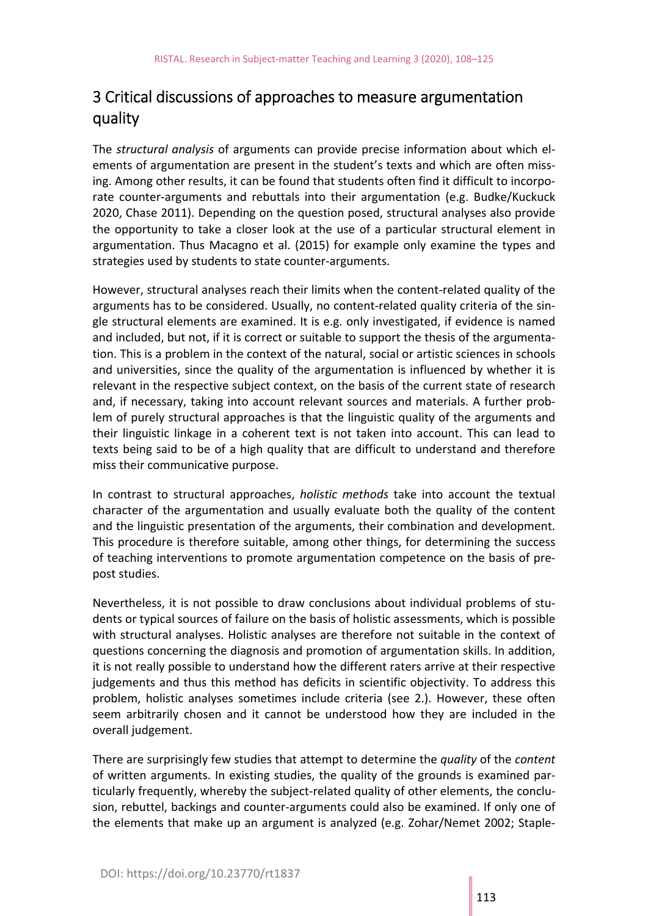## 3 Critical discussions of approaches to measure argumentation quality

The *structural analysis* of arguments can provide precise information about which elements of argumentation are present in the student's texts and which are often missing. Among other results, it can be found that students often find it difficult to incorporate counter-arguments and rebuttals into their argumentation (e.g. Budke/Kuckuck 2020, Chase 2011). Depending on the question posed, structural analyses also provide the opportunity to take a closer look at the use of a particular structural element in argumentation. Thus Macagno et al. (2015) for example only examine the types and strategies used by students to state counter-arguments.

However, structural analyses reach their limits when the content-related quality of the arguments has to be considered. Usually, no content-related quality criteria of the single structural elements are examined. It is e.g. only investigated, if evidence is named and included, but not, if it is correct or suitable to support the thesis of the argumentation. This is a problem in the context of the natural, social or artistic sciences in schools and universities, since the quality of the argumentation is influenced by whether it is relevant in the respective subject context, on the basis of the current state of research and, if necessary, taking into account relevant sources and materials. A further problem of purely structural approaches is that the linguistic quality of the arguments and their linguistic linkage in a coherent text is not taken into account. This can lead to texts being said to be of a high quality that are difficult to understand and therefore miss their communicative purpose.

In contrast to structural approaches, *holistic methods* take into account the textual character of the argumentation and usually evaluate both the quality of the content and the linguistic presentation of the arguments, their combination and development. This procedure is therefore suitable, among other things, for determining the success of teaching interventions to promote argumentation competence on the basis of pre-post studies.

Nevertheless, it is not possible to draw conclusions about individual problems of students or typical sources of failure on the basis of holistic assessments, which is possible with structural analyses. Holistic analyses are therefore not suitable in the context of questions concerning the diagnosis and promotion of argumentation skills. In addition, it is not really possible to understand how the different raters arrive at their respective judgements and thus this method has deficits in scientific objectivity. To address this problem, holistic analyses sometimes include criteria (see 2.). However, these often seem arbitrarily chosen and it cannot be understood how they are included in the overall judgement.

There are surprisingly few studies that attempt to determine the *quality* of the *content* of written arguments. In existing studies, the quality of the grounds is examined particularly frequently, whereby the subject-related quality of other elements, the conclusion, rebuttel, backings and counter-arguments could also be examined. If only one of the elements that make up an argument is analyzed (e.g. Zohar/Nemet 2002; Staple-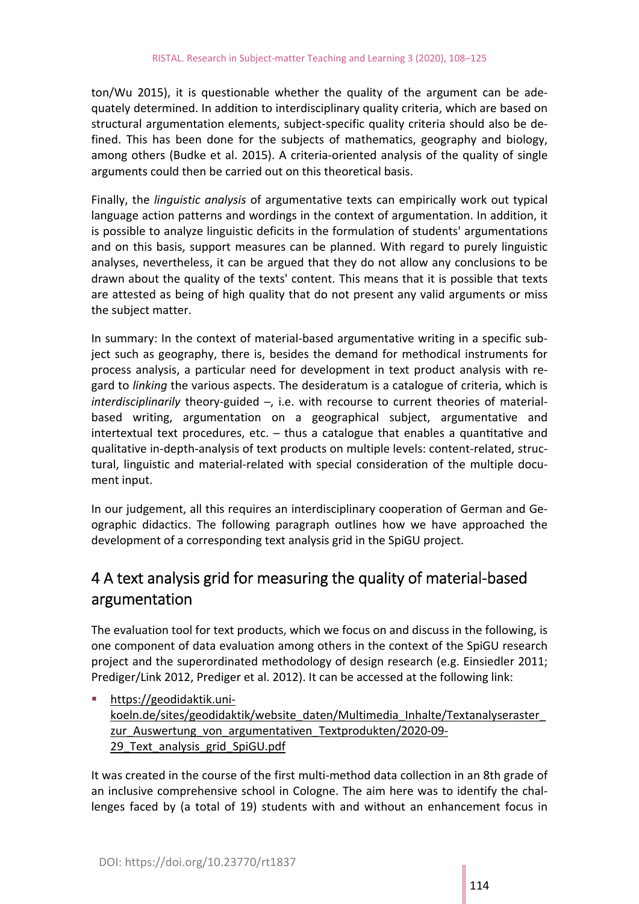ton/Wu 2015), it is questionable whether the quality of the argument can be adequately determined. In addition to interdisciplinary quality criteria, which are based on structural argumentation elements, subject-specific quality criteria should also be defined. This has been done for the subjects of mathematics, geography and biology, among others (Budke et al. 2015). A criteria-oriented analysis of the quality of single arguments could then be carried out on this theoretical basis.

Finally, the *linguistic analysis* of argumentative texts can empirically work out typical language action patterns and wordings in the context of argumentation. In addition, it is possible to analyze linguistic deficits in the formulation of students' argumentations and on this basis, support measures can be planned. With regard to purely linguistic analyses, nevertheless, it can be argued that they do not allow any conclusions to be drawn about the quality of the texts' content. This means that it is possible that texts are attested as being of high quality that do not present any valid arguments or miss the subject matter.

In summary: In the context of material-based argumentative writing in a specific subject such as geography, there is, besides the demand for methodical instruments for process analysis, a particular need for development in text product analysis with regard to *linking* the various aspects. The desideratum is a catalogue of criteria, which is *interdisciplinarily* theory-guided –, i.e. with recourse to current theories of material-based writing, argumentation on a geographical subject, argumentative and intertextual text procedures, etc. – thus a catalogue that enables a quantitative and qualitative in-depth-analysis of text products on multiple levels: content-related, structural, linguistic and material-related with special consideration of the multiple document input.

In our judgement, all this requires an interdisciplinary cooperation of German and Geographic didactics. The following paragraph outlines how we have approached the development of a corresponding text analysis grid in the SpiGU project.

## 4 A text analysis grid for measuring the quality of material-based argumentation

The evaluation tool for text products, which we focus on and discuss in the following, is one component of data evaluation among others in the context of the SpiGU research project and the superordinated methodology of design research (e.g. Einsiedler 2011; Prediger/Link 2012, Prediger et al. 2012). It can be accessed at the following link:

- https://geodidaktik.uni-koeln.de/sites/geodidaktik/website_daten/Multimedia_Inhalte/Textanalyseraster_zur_Auswertung_von_argumentativen_Textprodukten/2020-09-29_Text_analysis_grid_SpiGU.pdf

It was created in the course of the first multi-method data collection in an 8th grade of an inclusive comprehensive school in Cologne. The aim here was to identify the challenges faced by (a total of 19) students with and without an enhancement focus in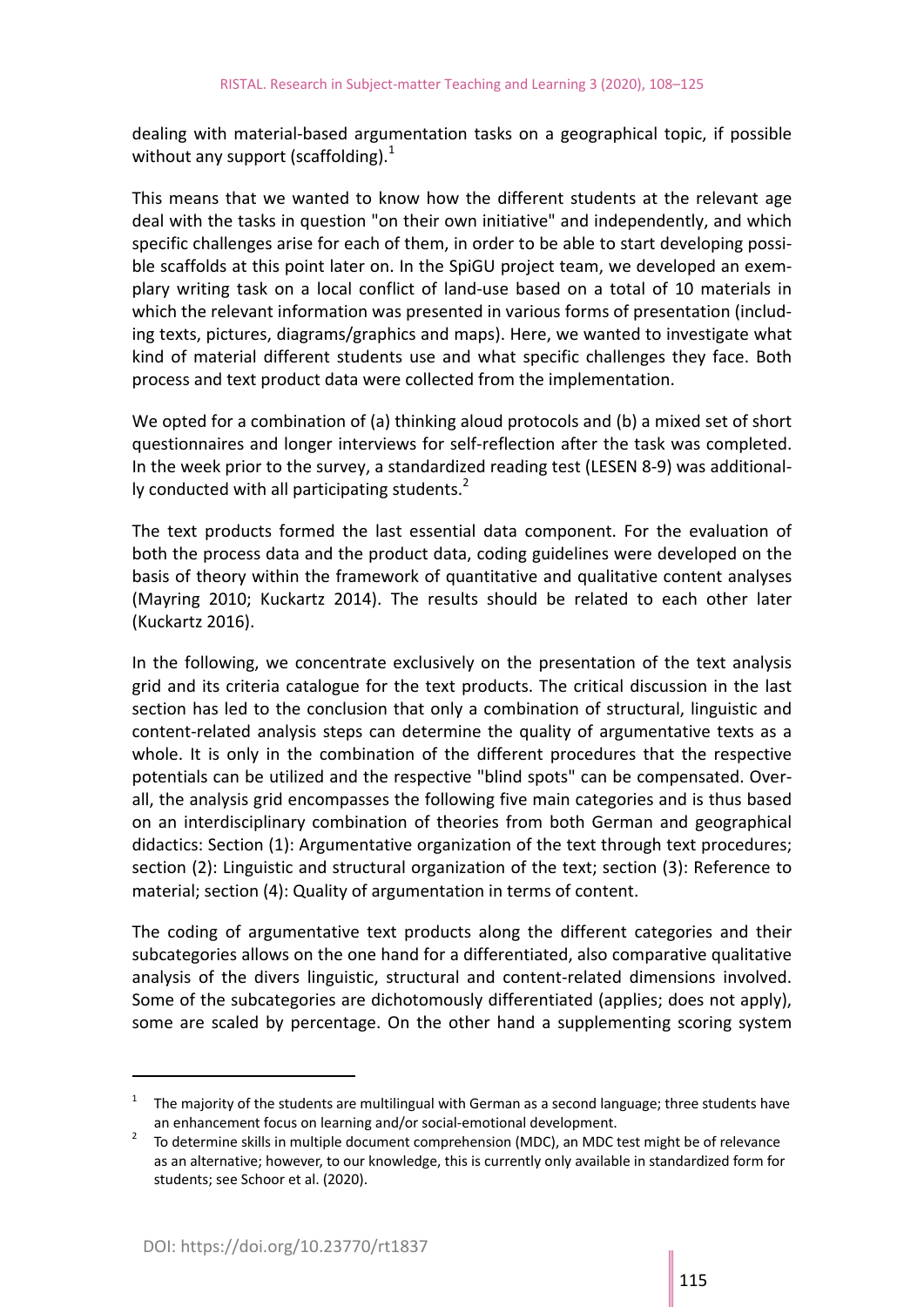dealing with material-based argumentation tasks on a geographical topic, if possible without any support (scaffolding).[1]

This means that we wanted to know how the different students at the relevant age deal with the tasks in question "on their own initiative" and independently, and which specific challenges arise for each of them, in order to be able to start developing possible scaffolds at this point later on. In the SpiGU project team, we developed an exemplary writing task on a local conflict of land-use based on a total of 10 materials in which the relevant information was presented in various forms of presentation (including texts, pictures, diagrams/graphics and maps). Here, we wanted to investigate what kind of material different students use and what specific challenges they face. Both process and text product data were collected from the implementation.

We opted for a combination of (a) thinking aloud protocols and (b) a mixed set of short questionnaires and longer interviews for self-reflection after the task was completed. In the week prior to the survey, a standardized reading test (LESEN 8-9) was additionally conducted with all participating students.[2]

The text products formed the last essential data component. For the evaluation of both the process data and the product data, coding guidelines were developed on the basis of theory within the framework of quantitative and qualitative content analyses (Mayring 2010; Kuckartz 2014). The results should be related to each other later (Kuckartz 2016).

In the following, we concentrate exclusively on the presentation of the text analysis grid and its criteria catalogue for the text products. The critical discussion in the last section has led to the conclusion that only a combination of structural, linguistic and content-related analysis steps can determine the quality of argumentative texts as a whole. It is only in the combination of the different procedures that the respective potentials can be utilized and the respective "blind spots" can be compensated. Overall, the analysis grid encompasses the following five main categories and is thus based on an interdisciplinary combination of theories from both German and geographical didactics: Section (1): Argumentative organization of the text through text procedures; section (2): Linguistic and structural organization of the text; section (3): Reference to material; section (4): Quality of argumentation in terms of content.

The coding of argumentative text products along the different categories and their subcategories allows on the one hand for a differentiated, also comparative qualitative analysis of the divers linguistic, structural and content-related dimensions involved. Some of the subcategories are dichotomously differentiated (applies; does not apply), some are scaled by percentage. On the other hand a supplementing scoring system

---

[1] The majority of the students are multilingual with German as a second language; three students have an enhancement focus on learning and/or social-emotional development.

[2] To determine skills in multiple document comprehension (MDC), an MDC test might be of relevance as an alternative; however, to our knowledge, this is currently only available in standardized form for students; see Schoor et al. (2020).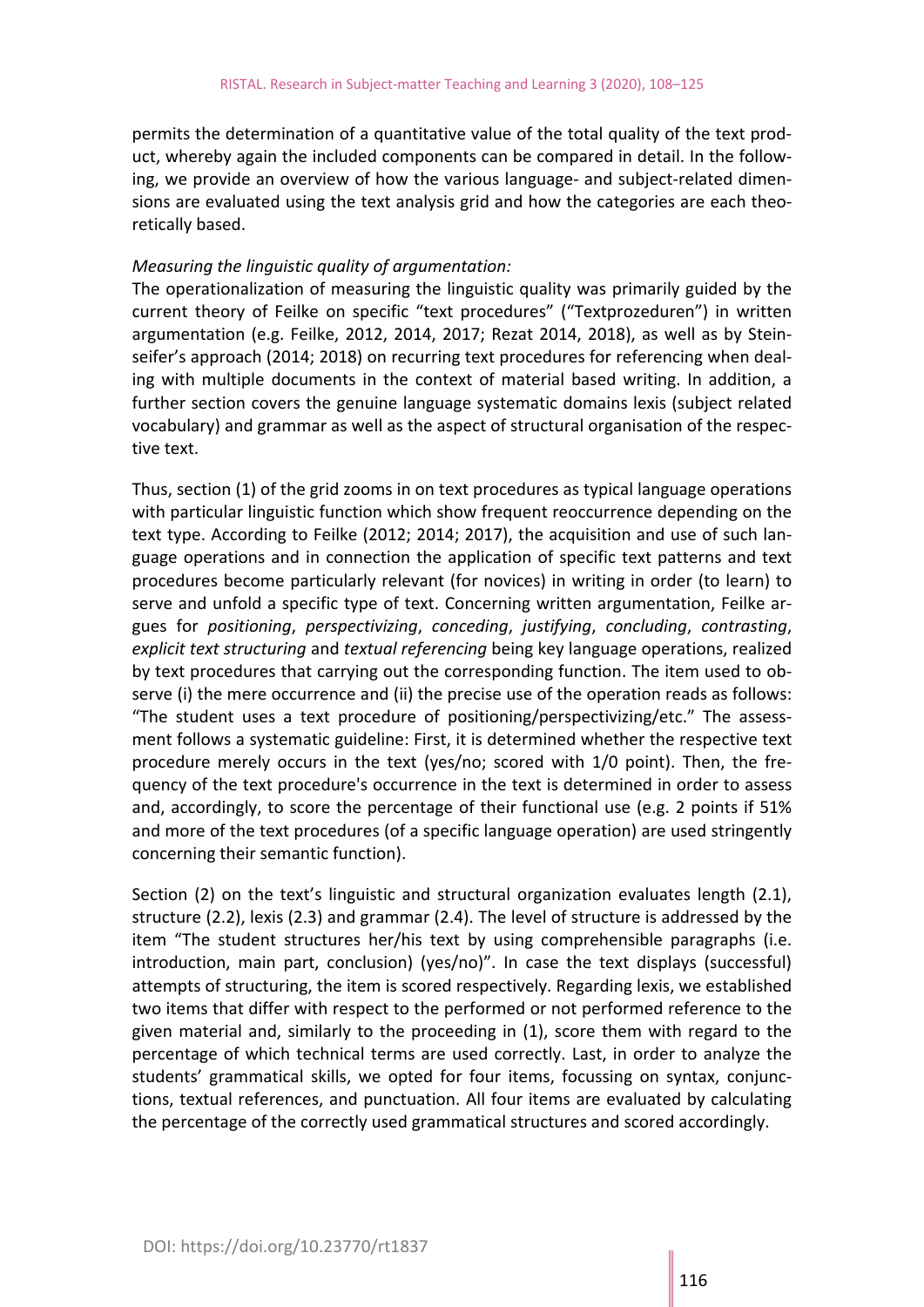permits the determination of a quantitative value of the total quality of the text product, whereby again the included components can be compared in detail. In the following, we provide an overview of how the various language- and subject-related dimensions are evaluated using the text analysis grid and how the categories are each theoretically based.

*Measuring the linguistic quality of argumentation:*

The operationalization of measuring the linguistic quality was primarily guided by the current theory of Feilke on specific "text procedures" ("Textprozeduren") in written argumentation (e.g. Feilke, 2012, 2014, 2017; Rezat 2014, 2018), as well as by Steinseifer's approach (2014; 2018) on recurring text procedures for referencing when dealing with multiple documents in the context of material based writing. In addition, a further section covers the genuine language systematic domains lexis (subject related vocabulary) and grammar as well as the aspect of structural organisation of the respective text.

Thus, section (1) of the grid zooms in on text procedures as typical language operations with particular linguistic function which show frequent reoccurrence depending on the text type. According to Feilke (2012; 2014; 2017), the acquisition and use of such language operations and in connection the application of specific text patterns and text procedures become particularly relevant (for novices) in writing in order (to learn) to serve and unfold a specific type of text. Concerning written argumentation, Feilke argues for *positioning*, *perspectivizing*, *conceding*, *justifying*, *concluding*, *contrasting*, *explicit text structuring* and *textual referencing* being key language operations, realized by text procedures that carrying out the corresponding function. The item used to observe (i) the mere occurrence and (ii) the precise use of the operation reads as follows: "The student uses a text procedure of positioning/perspectivizing/etc." The assessment follows a systematic guideline: First, it is determined whether the respective text procedure merely occurs in the text (yes/no; scored with 1/0 point). Then, the frequency of the text procedure's occurrence in the text is determined in order to assess and, accordingly, to score the percentage of their functional use (e.g. 2 points if 51% and more of the text procedures (of a specific language operation) are used stringently concerning their semantic function).

Section (2) on the text's linguistic and structural organization evaluates length (2.1), structure (2.2), lexis (2.3) and grammar (2.4). The level of structure is addressed by the item "The student structures her/his text by using comprehensible paragraphs (i.e. introduction, main part, conclusion) (yes/no)". In case the text displays (successful) attempts of structuring, the item is scored respectively. Regarding lexis, we established two items that differ with respect to the performed or not performed reference to the given material and, similarly to the proceeding in (1), score them with regard to the percentage of which technical terms are used correctly. Last, in order to analyze the students' grammatical skills, we opted for four items, focussing on syntax, conjunctions, textual references, and punctuation. All four items are evaluated by calculating the percentage of the correctly used grammatical structures and scored accordingly.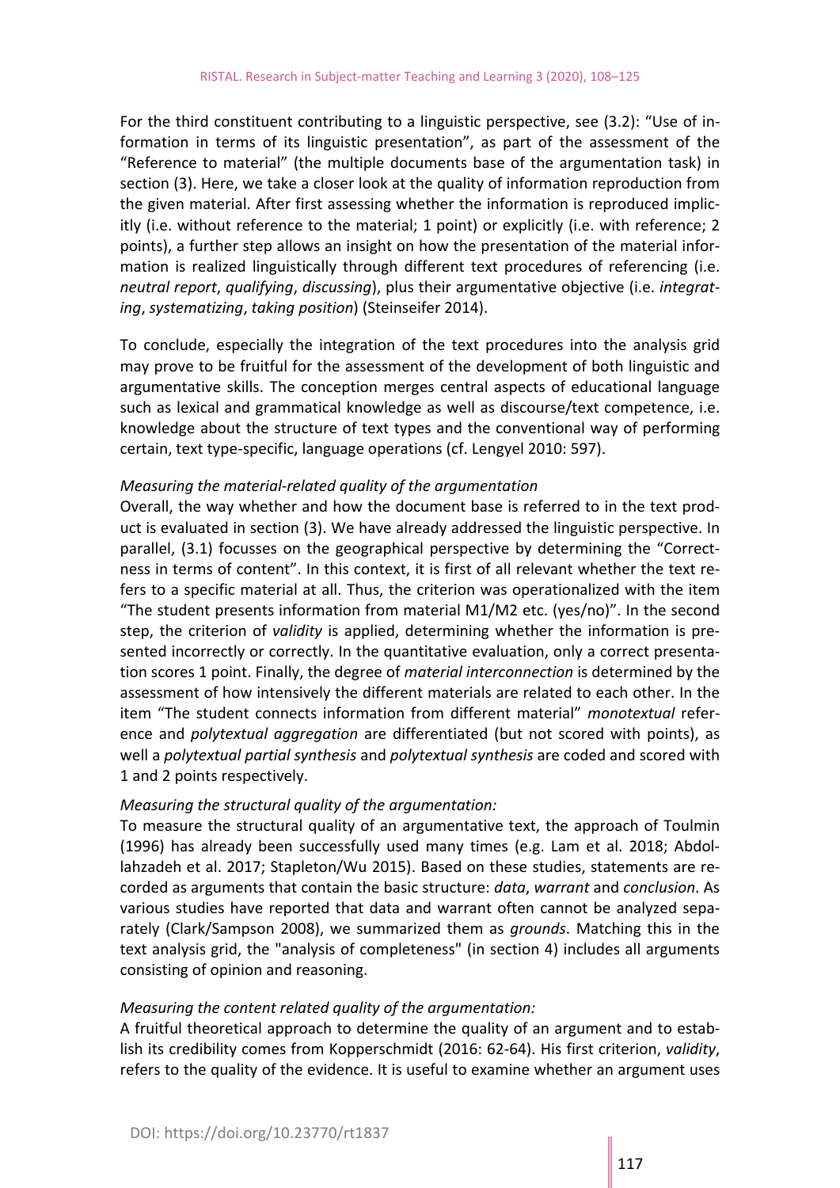For the third constituent contributing to a linguistic perspective, see (3.2): "Use of information in terms of its linguistic presentation", as part of the assessment of the "Reference to material" (the multiple documents base of the argumentation task) in section (3). Here, we take a closer look at the quality of information reproduction from the given material. After first assessing whether the information is reproduced implicitly (i.e. without reference to the material; 1 point) or explicitly (i.e. with reference; 2 points), a further step allows an insight on how the presentation of the material information is realized linguistically through different text procedures of referencing (i.e. *neutral report*, *qualifying*, *discussing*), plus their argumentative objective (i.e. *integrating*, *systematizing*, *taking position*) (Steinseifer 2014).

To conclude, especially the integration of the text procedures into the analysis grid may prove to be fruitful for the assessment of the development of both linguistic and argumentative skills. The conception merges central aspects of educational language such as lexical and grammatical knowledge as well as discourse/text competence, i.e. knowledge about the structure of text types and the conventional way of performing certain, text type-specific, language operations (cf. Lengyel 2010: 597).

*Measuring the material-related quality of the argumentation*

Overall, the way whether and how the document base is referred to in the text product is evaluated in section (3). We have already addressed the linguistic perspective. In parallel, (3.1) focusses on the geographical perspective by determining the "Correctness in terms of content". In this context, it is first of all relevant whether the text refers to a specific material at all. Thus, the criterion was operationalized with the item "The student presents information from material M1/M2 etc. (yes/no)". In the second step, the criterion of *validity* is applied, determining whether the information is presented incorrectly or correctly. In the quantitative evaluation, only a correct presentation scores 1 point. Finally, the degree of *material interconnection* is determined by the assessment of how intensively the different materials are related to each other. In the item "The student connects information from different material" *monotextual* reference and *polytextual aggregation* are differentiated (but not scored with points), as well a *polytextual partial synthesis* and *polytextual synthesis* are coded and scored with 1 and 2 points respectively.

*Measuring the structural quality of the argumentation:*

To measure the structural quality of an argumentative text, the approach of Toulmin (1996) has already been successfully used many times (e.g. Lam et al. 2018; Abdollahzadeh et al. 2017; Stapleton/Wu 2015). Based on these studies, statements are recorded as arguments that contain the basic structure: *data*, *warrant* and *conclusion*. As various studies have reported that data and warrant often cannot be analyzed separately (Clark/Sampson 2008), we summarized them as *grounds*. Matching this in the text analysis grid, the "analysis of completeness" (in section 4) includes all arguments consisting of opinion and reasoning.

*Measuring the content related quality of the argumentation:*

A fruitful theoretical approach to determine the quality of an argument and to establish its credibility comes from Kopperschmidt (2016: 62-64). His first criterion, *validity*, refers to the quality of the evidence. It is useful to examine whether an argument uses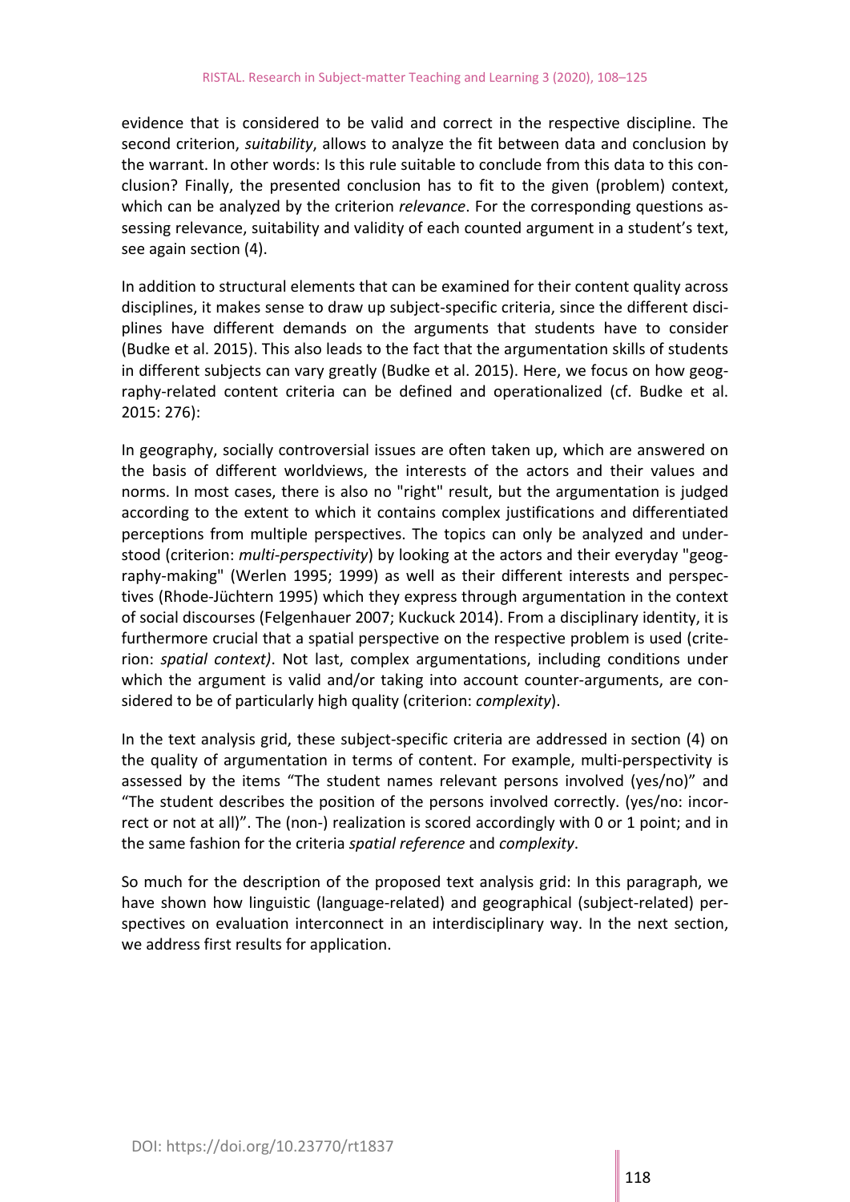evidence that is considered to be valid and correct in the respective discipline. The second criterion, *suitability*, allows to analyze the fit between data and conclusion by the warrant. In other words: Is this rule suitable to conclude from this data to this conclusion? Finally, the presented conclusion has to fit to the given (problem) context, which can be analyzed by the criterion *relevance*. For the corresponding questions assessing relevance, suitability and validity of each counted argument in a student's text, see again section (4).

In addition to structural elements that can be examined for their content quality across disciplines, it makes sense to draw up subject-specific criteria, since the different disciplines have different demands on the arguments that students have to consider (Budke et al. 2015). This also leads to the fact that the argumentation skills of students in different subjects can vary greatly (Budke et al. 2015). Here, we focus on how geography-related content criteria can be defined and operationalized (cf. Budke et al. 2015: 276):

In geography, socially controversial issues are often taken up, which are answered on the basis of different worldviews, the interests of the actors and their values and norms. In most cases, there is also no "right" result, but the argumentation is judged according to the extent to which it contains complex justifications and differentiated perceptions from multiple perspectives. The topics can only be analyzed and understood (criterion: *multi-perspectivity*) by looking at the actors and their everyday "geography-making" (Werlen 1995; 1999) as well as their different interests and perspectives (Rhode-Jüchtern 1995) which they express through argumentation in the context of social discourses (Felgenhauer 2007; Kuckuck 2014). From a disciplinary identity, it is furthermore crucial that a spatial perspective on the respective problem is used (criterion: *spatial context)*. Not last, complex argumentations, including conditions under which the argument is valid and/or taking into account counter-arguments, are considered to be of particularly high quality (criterion: *complexity*).

In the text analysis grid, these subject-specific criteria are addressed in section (4) on the quality of argumentation in terms of content. For example, multi-perspectivity is assessed by the items "The student names relevant persons involved (yes/no)" and "The student describes the position of the persons involved correctly. (yes/no: incorrect or not at all)". The (non-) realization is scored accordingly with 0 or 1 point; and in the same fashion for the criteria *spatial reference* and *complexity*.

So much for the description of the proposed text analysis grid: In this paragraph, we have shown how linguistic (language-related) and geographical (subject-related) perspectives on evaluation interconnect in an interdisciplinary way. In the next section, we address first results for application.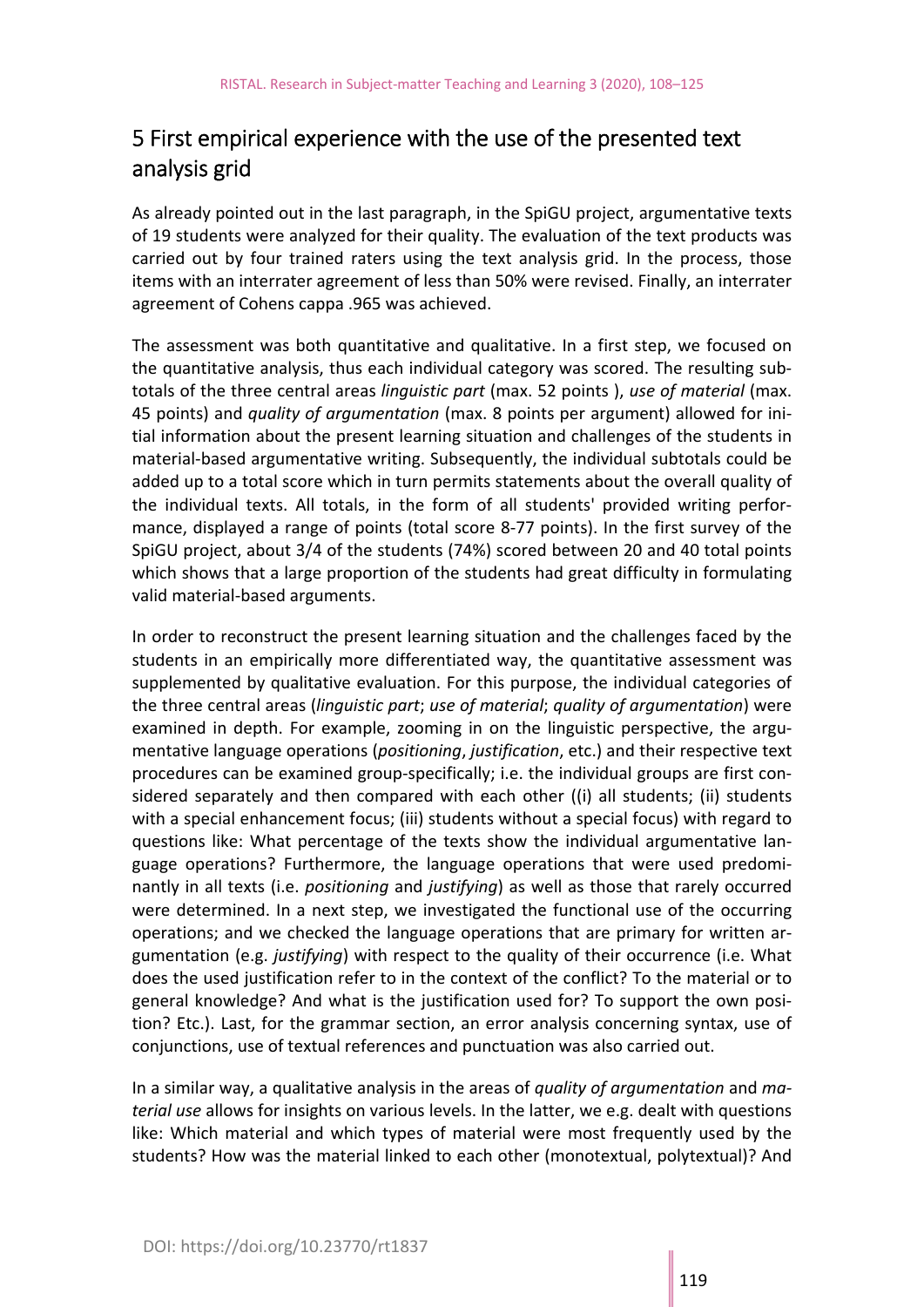## 5 First empirical experience with the use of the presented text analysis grid

As already pointed out in the last paragraph, in the SpiGU project, argumentative texts of 19 students were analyzed for their quality. The evaluation of the text products was carried out by four trained raters using the text analysis grid. In the process, those items with an interrater agreement of less than 50% were revised. Finally, an interrater agreement of Cohens cappa .965 was achieved.

The assessment was both quantitative and qualitative. In a first step, we focused on the quantitative analysis, thus each individual category was scored. The resulting subtotals of the three central areas *linguistic part* (max. 52 points ), *use of material* (max. 45 points) and *quality of argumentation* (max. 8 points per argument) allowed for initial information about the present learning situation and challenges of the students in material-based argumentative writing. Subsequently, the individual subtotals could be added up to a total score which in turn permits statements about the overall quality of the individual texts. All totals, in the form of all students' provided writing performance, displayed a range of points (total score 8-77 points). In the first survey of the SpiGU project, about 3/4 of the students (74%) scored between 20 and 40 total points which shows that a large proportion of the students had great difficulty in formulating valid material-based arguments.

In order to reconstruct the present learning situation and the challenges faced by the students in an empirically more differentiated way, the quantitative assessment was supplemented by qualitative evaluation. For this purpose, the individual categories of the three central areas (*linguistic part*; *use of material*; *quality of argumentation*) were examined in depth. For example, zooming in on the linguistic perspective, the argumentative language operations (*positioning*, *justification*, etc.) and their respective text procedures can be examined group-specifically; i.e. the individual groups are first considered separately and then compared with each other ((i) all students; (ii) students with a special enhancement focus; (iii) students without a special focus) with regard to questions like: What percentage of the texts show the individual argumentative language operations? Furthermore, the language operations that were used predominantly in all texts (i.e. *positioning* and *justifying*) as well as those that rarely occurred were determined. In a next step, we investigated the functional use of the occurring operations; and we checked the language operations that are primary for written argumentation (e.g. *justifying*) with respect to the quality of their occurrence (i.e. What does the used justification refer to in the context of the conflict? To the material or to general knowledge? And what is the justification used for? To support the own position? Etc.). Last, for the grammar section, an error analysis concerning syntax, use of conjunctions, use of textual references and punctuation was also carried out.

In a similar way, a qualitative analysis in the areas of *quality of argumentation* and *material use* allows for insights on various levels. In the latter, we e.g. dealt with questions like: Which material and which types of material were most frequently used by the students? How was the material linked to each other (monotextual, polytextual)? And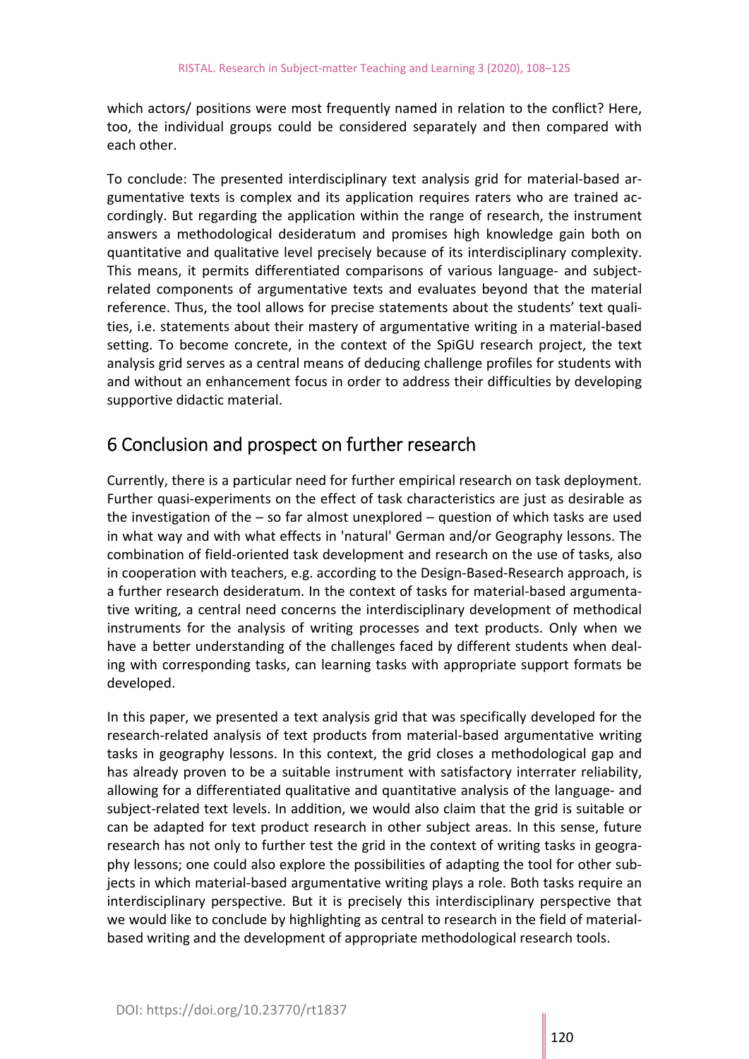which actors/ positions were most frequently named in relation to the conflict? Here, too, the individual groups could be considered separately and then compared with each other.

To conclude: The presented interdisciplinary text analysis grid for material-based argumentative texts is complex and its application requires raters who are trained accordingly. But regarding the application within the range of research, the instrument answers a methodological desideratum and promises high knowledge gain both on quantitative and qualitative level precisely because of its interdisciplinary complexity. This means, it permits differentiated comparisons of various language- and subject-related components of argumentative texts and evaluates beyond that the material reference. Thus, the tool allows for precise statements about the students' text qualities, i.e. statements about their mastery of argumentative writing in a material-based setting. To become concrete, in the context of the SpiGU research project, the text analysis grid serves as a central means of deducing challenge profiles for students with and without an enhancement focus in order to address their difficulties by developing supportive didactic material.

## 6 Conclusion and prospect on further research

Currently, there is a particular need for further empirical research on task deployment. Further quasi-experiments on the effect of task characteristics are just as desirable as the investigation of the – so far almost unexplored – question of which tasks are used in what way and with what effects in 'natural' German and/or Geography lessons. The combination of field-oriented task development and research on the use of tasks, also in cooperation with teachers, e.g. according to the Design-Based-Research approach, is a further research desideratum. In the context of tasks for material-based argumentative writing, a central need concerns the interdisciplinary development of methodical instruments for the analysis of writing processes and text products. Only when we have a better understanding of the challenges faced by different students when dealing with corresponding tasks, can learning tasks with appropriate support formats be developed.

In this paper, we presented a text analysis grid that was specifically developed for the research-related analysis of text products from material-based argumentative writing tasks in geography lessons. In this context, the grid closes a methodological gap and has already proven to be a suitable instrument with satisfactory interrater reliability, allowing for a differentiated qualitative and quantitative analysis of the language- and subject-related text levels. In addition, we would also claim that the grid is suitable or can be adapted for text product research in other subject areas. In this sense, future research has not only to further test the grid in the context of writing tasks in geography lessons; one could also explore the possibilities of adapting the tool for other subjects in which material-based argumentative writing plays a role. Both tasks require an interdisciplinary perspective. But it is precisely this interdisciplinary perspective that we would like to conclude by highlighting as central to research in the field of material-based writing and the development of appropriate methodological research tools.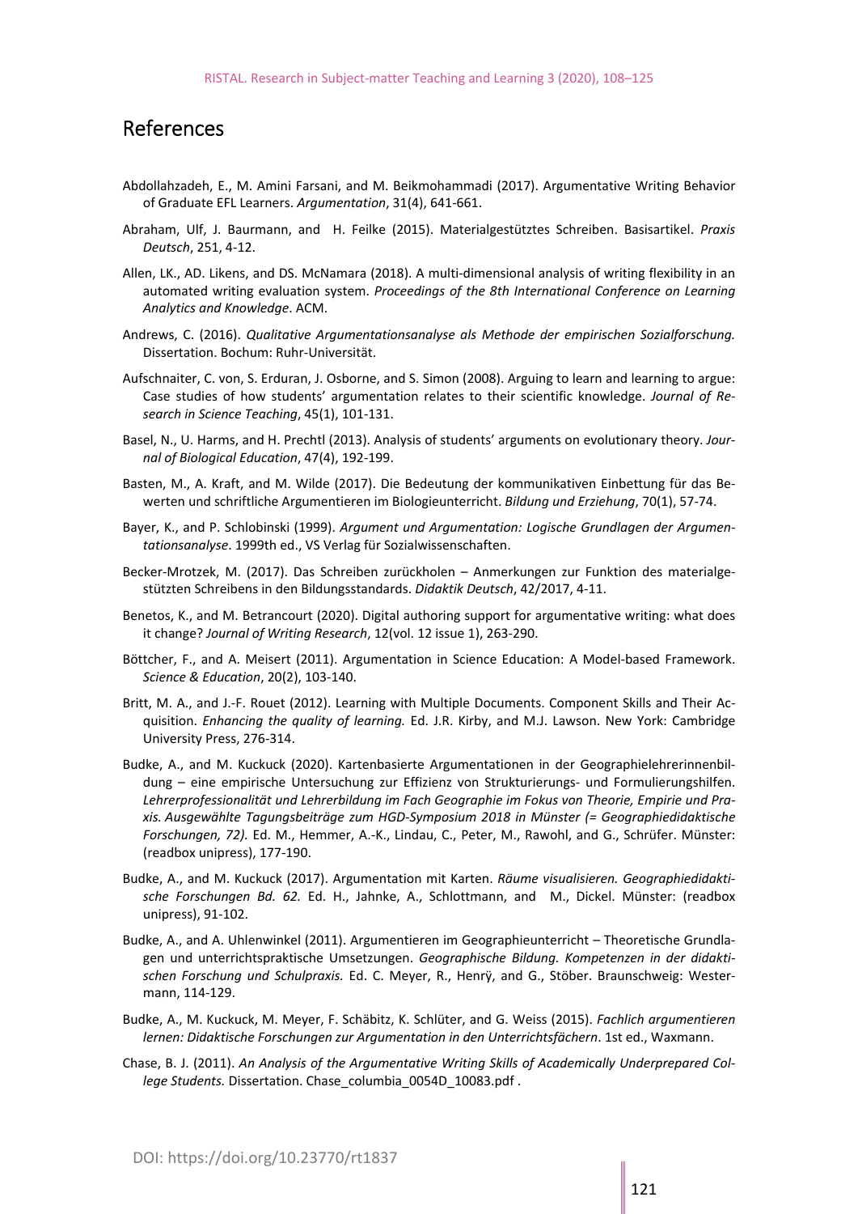## References

Abdollahzadeh, E., M. Amini Farsani, and M. Beikmohammadi (2017). Argumentative Writing Behavior of Graduate EFL Learners. *Argumentation*, 31(4), 641-661.

Abraham, Ulf, J. Baurmann, and H. Feilke (2015). Materialgestütztes Schreiben. Basisartikel. *Praxis Deutsch*, 251, 4-12.

Allen, LK., AD. Likens, and DS. McNamara (2018). A multi-dimensional analysis of writing flexibility in an automated writing evaluation system. *Proceedings of the 8th International Conference on Learning Analytics and Knowledge*. ACM.

Andrews, C. (2016). *Qualitative Argumentationsanalyse als Methode der empirischen Sozialforschung.* Dissertation. Bochum: Ruhr-Universität.

Aufschnaiter, C. von, S. Erduran, J. Osborne, and S. Simon (2008). Arguing to learn and learning to argue: Case studies of how students' argumentation relates to their scientific knowledge. *Journal of Research in Science Teaching*, 45(1), 101-131.

Basel, N., U. Harms, and H. Prechtl (2013). Analysis of students' arguments on evolutionary theory. *Journal of Biological Education*, 47(4), 192-199.

Basten, M., A. Kraft, and M. Wilde (2017). Die Bedeutung der kommunikativen Einbettung für das Bewerten und schriftliche Argumentieren im Biologieunterricht. *Bildung und Erziehung*, 70(1), 57-74.

Bayer, K., and P. Schlobinski (1999). *Argument und Argumentation: Logische Grundlagen der Argumentationsanalyse*. 1999th ed., VS Verlag für Sozialwissenschaften.

Becker-Mrotzek, M. (2017). Das Schreiben zurückholen – Anmerkungen zur Funktion des materialgestützten Schreibens in den Bildungsstandards. *Didaktik Deutsch*, 42/2017, 4-11.

Benetos, K., and M. Betrancourt (2020). Digital authoring support for argumentative writing: what does it change? *Journal of Writing Research*, 12(vol. 12 issue 1), 263-290.

Böttcher, F., and A. Meisert (2011). Argumentation in Science Education: A Model-based Framework. *Science & Education*, 20(2), 103-140.

Britt, M. A., and J.-F. Rouet (2012). Learning with Multiple Documents. Component Skills and Their Acquisition. *Enhancing the quality of learning.* Ed. J.R. Kirby, and M.J. Lawson. New York: Cambridge University Press, 276-314.

Budke, A., and M. Kuckuck (2020). Kartenbasierte Argumentationen in der Geographielehrerinnenbildung – eine empirische Untersuchung zur Effizienz von Strukturierungs- und Formulierungshilfen. *Lehrerprofessionalität und Lehrerbildung im Fach Geographie im Fokus von Theorie, Empirie und Praxis. Ausgewählte Tagungsbeiträge zum HGD-Symposium 2018 in Münster (= Geographiedidaktische Forschungen, 72).* Ed. M., Hemmer, A.-K., Lindau, C., Peter, M., Rawohl, and G., Schrüfer. Münster: (readbox unipress), 177-190.

Budke, A., and M. Kuckuck (2017). Argumentation mit Karten. *Räume visualisieren. Geographiedidaktische Forschungen Bd. 62.* Ed. H., Jahnke, A., Schlottmann, and M., Dickel. Münster: (readbox unipress), 91-102.

Budke, A., and A. Uhlenwinkel (2011). Argumentieren im Geographieunterricht – Theoretische Grundlagen und unterrichtspraktische Umsetzungen. *Geographische Bildung. Kompetenzen in der didaktischen Forschung und Schulpraxis.* Ed. C. Meyer, R., Henrÿ, and G., Stöber. Braunschweig: Westermann, 114-129.

Budke, A., M. Kuckuck, M. Meyer, F. Schäbitz, K. Schlüter, and G. Weiss (2015). *Fachlich argumentieren lernen: Didaktische Forschungen zur Argumentation in den Unterrichtsfächern*. 1st ed., Waxmann.

Chase, B. J. (2011). *An Analysis of the Argumentative Writing Skills of Academically Underprepared College Students.* Dissertation. Chase_columbia_0054D_10083.pdf .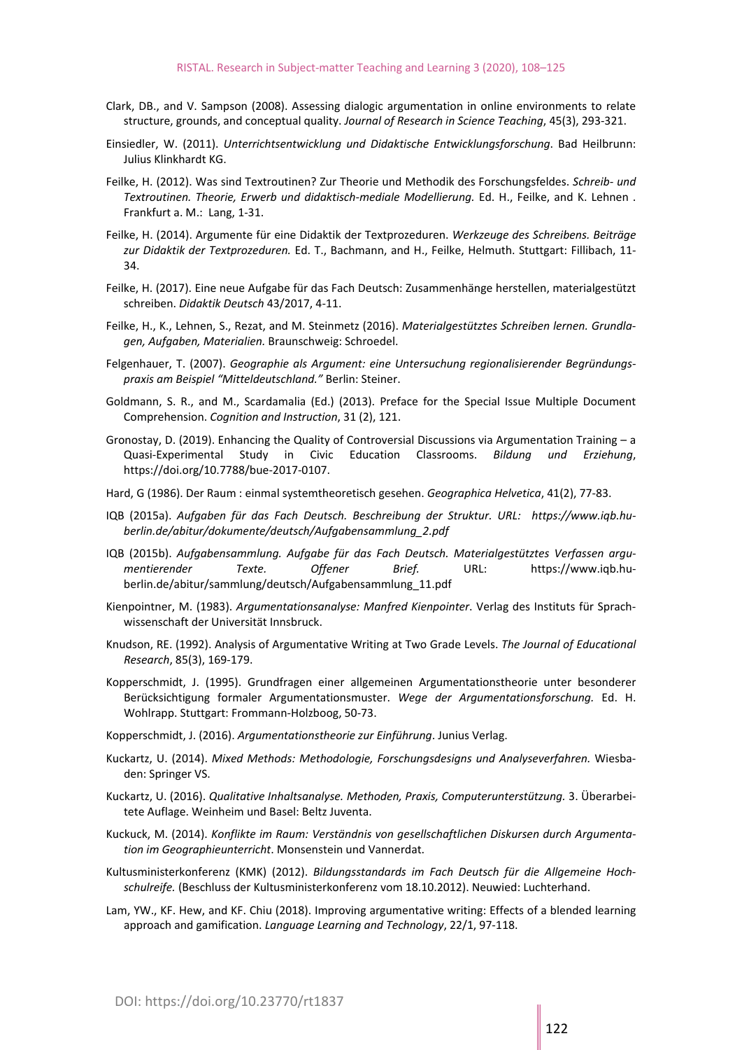Clark, DB., and V. Sampson (2008). Assessing dialogic argumentation in online environments to relate structure, grounds, and conceptual quality. *Journal of Research in Science Teaching*, 45(3), 293-321.

Einsiedler, W. (2011). *Unterrichtsentwicklung und Didaktische Entwicklungsforschung.* Bad Heilbrunn: Julius Klinkhardt KG.

Feilke, H. (2012). Was sind Textroutinen? Zur Theorie und Methodik des Forschungsfeldes. *Schreib- und Textroutinen. Theorie, Erwerb und didaktisch-mediale Modellierung.* Ed. H., Feilke, and K. Lehnen . Frankfurt a. M.: Lang, 1-31.

Feilke, H. (2014). Argumente für eine Didaktik der Textprozeduren. *Werkzeuge des Schreibens. Beiträge zur Didaktik der Textprozeduren.* Ed. T., Bachmann, and H., Feilke, Helmuth. Stuttgart: Fillibach, 11-34.

Feilke, H. (2017). Eine neue Aufgabe für das Fach Deutsch: Zusammenhänge herstellen, materialgestützt schreiben. *Didaktik Deutsch* 43/2017, 4-11.

Feilke, H., K., Lehnen, S., Rezat, and M. Steinmetz (2016). *Materialgestütztes Schreiben lernen. Grundlagen, Aufgaben, Materialien.* Braunschweig: Schroedel.

Felgenhauer, T. (2007). *Geographie als Argument: eine Untersuchung regionalisierender Begründungspraxis am Beispiel "Mitteldeutschland."* Berlin: Steiner.

Goldmann, S. R., and M., Scardamalia (Ed.) (2013). Preface for the Special Issue Multiple Document Comprehension. *Cognition and Instruction*, 31 (2), 121.

Gronostay, D. (2019). Enhancing the Quality of Controversial Discussions via Argumentation Training – a Quasi-Experimental Study in Civic Education Classrooms. *Bildung und Erziehung*, https://doi.org/10.7788/bue-2017-0107.

Hard, G (1986). Der Raum : einmal systemtheoretisch gesehen. *Geographica Helvetica*, 41(2), 77-83.

IQB (2015a). *Aufgaben für das Fach Deutsch. Beschreibung der Struktur. URL: https://www.iqb.hu-berlin.de/abitur/dokumente/deutsch/Aufgabensammlung_2.pdf*

IQB (2015b). *Aufgabensammlung. Aufgabe für das Fach Deutsch. Materialgestütztes Verfassen argumentierender Texte. Offener Brief.* URL: https://www.iqb.hu-berlin.de/abitur/sammlung/deutsch/Aufgabensammlung_11.pdf

Kienpointner, M. (1983). *Argumentationsanalyse: Manfred Kienpointer*. Verlag des Instituts für Sprachwissenschaft der Universität Innsbruck.

Knudson, RE. (1992). Analysis of Argumentative Writing at Two Grade Levels. *The Journal of Educational Research*, 85(3), 169-179.

Kopperschmidt, J. (1995). Grundfragen einer allgemeinen Argumentationstheorie unter besonderer Berücksichtigung formaler Argumentationsmuster. *Wege der Argumentationsforschung.* Ed. H. Wohlrapp. Stuttgart: Frommann-Holzboog, 50-73.

Kopperschmidt, J. (2016). *Argumentationstheorie zur Einführung*. Junius Verlag.

Kuckartz, U. (2014). *Mixed Methods: Methodologie, Forschungsdesigns und Analyseverfahren.* Wiesbaden: Springer VS.

Kuckartz, U. (2016). *Qualitative Inhaltsanalyse. Methoden, Praxis, Computerunterstützung.* 3. Überarbeitete Auflage. Weinheim und Basel: Beltz Juventa.

Kuckuck, M. (2014). *Konflikte im Raum: Verständnis von gesellschaftlichen Diskursen durch Argumentation im Geographieunterricht*. Monsenstein und Vannerdat.

Kultusministerkonferenz (KMK) (2012). *Bildungsstandards im Fach Deutsch für die Allgemeine Hochschulreife.* (Beschluss der Kultusministerkonferenz vom 18.10.2012). Neuwied: Luchterhand.

Lam, YW., KF. Hew, and KF. Chiu (2018). Improving argumentative writing: Effects of a blended learning approach and gamification. *Language Learning and Technology*, 22/1, 97-118.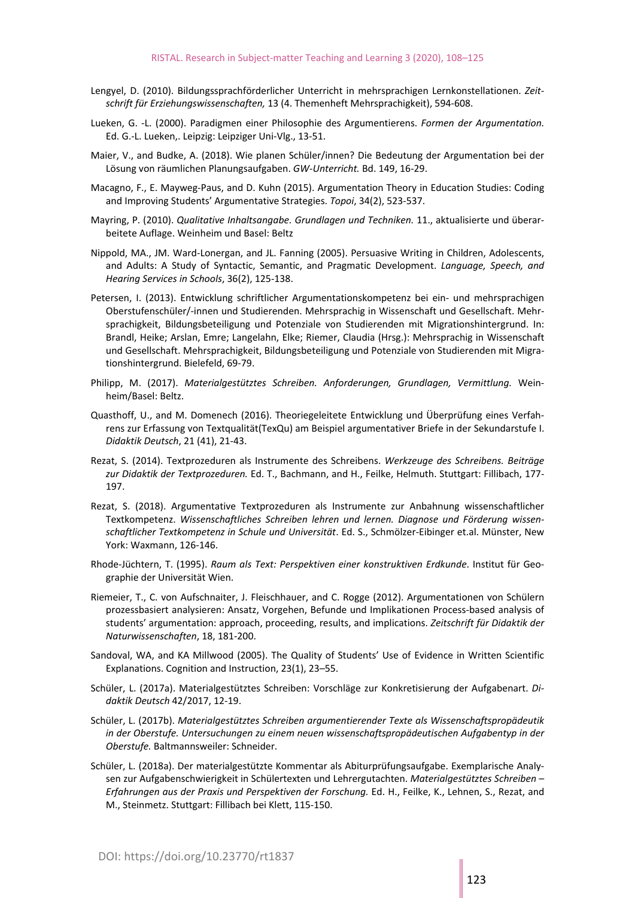Lengyel, D. (2010). Bildungssprachförderlicher Unterricht in mehrsprachigen Lernkonstellationen. *Zeitschrift für Erziehungswissenschaften,* 13 (4. Themenheft Mehrsprachigkeit), 594-608.

Lueken, G. -L. (2000). Paradigmen einer Philosophie des Argumentierens. *Formen der Argumentation.* Ed. G.-L. Lueken,. Leipzig: Leipziger Uni-Vlg., 13-51.

Maier, V., and Budke, A. (2018). Wie planen Schüler/innen? Die Bedeutung der Argumentation bei der Lösung von räumlichen Planungsaufgaben. *GW-Unterricht.* Bd. 149, 16-29.

Macagno, F., E. Mayweg-Paus, and D. Kuhn (2015). Argumentation Theory in Education Studies: Coding and Improving Students' Argumentative Strategies. *Topoi*, 34(2), 523-537.

Mayring, P. (2010). *Qualitative Inhaltsangabe. Grundlagen und Techniken.* 11., aktualisierte und überarbeitete Auflage. Weinheim und Basel: Beltz

Nippold, MA., JM. Ward-Lonergan, and JL. Fanning (2005). Persuasive Writing in Children, Adolescents, and Adults: A Study of Syntactic, Semantic, and Pragmatic Development. *Language, Speech, and Hearing Services in Schools*, 36(2), 125-138.

Petersen, I. (2013). Entwicklung schriftlicher Argumentationskompetenz bei ein- und mehrsprachigen Oberstufenschüler/-innen und Studierenden. Mehrsprachig in Wissenschaft und Gesellschaft. Mehrsprachigkeit, Bildungsbeteiligung und Potenziale von Studierenden mit Migrationshintergrund. In: Brandl, Heike; Arslan, Emre; Langelahn, Elke; Riemer, Claudia (Hrsg.): Mehrsprachig in Wissenschaft und Gesellschaft. Mehrsprachigkeit, Bildungsbeteiligung und Potenziale von Studierenden mit Migrationshintergrund. Bielefeld, 69-79.

Philipp, M. (2017). *Materialgestütztes Schreiben. Anforderungen, Grundlagen, Vermittlung.* Weinheim/Basel: Beltz.

Quasthoff, U., and M. Domenech (2016). Theoriegeleitete Entwicklung und Überprüfung eines Verfahrens zur Erfassung von Textqualität(TexQu) am Beispiel argumentativer Briefe in der Sekundarstufe I. *Didaktik Deutsch*, 21 (41), 21-43.

Rezat, S. (2014). Textprozeduren als Instrumente des Schreibens. *Werkzeuge des Schreibens. Beiträge zur Didaktik der Textprozeduren.* Ed. T., Bachmann, and H., Feilke, Helmuth. Stuttgart: Fillibach, 177-197.

Rezat, S. (2018). Argumentative Textprozeduren als Instrumente zur Anbahnung wissenschaftlicher Textkompetenz. *Wissenschaftliches Schreiben lehren und lernen. Diagnose und Förderung wissenschaftlicher Textkompetenz in Schule und Universität*. Ed. S., Schmölzer-Eibinger et.al. Münster, New York: Waxmann, 126-146.

Rhode-Jüchtern, T. (1995). *Raum als Text: Perspektiven einer konstruktiven Erdkunde*. Institut für Geographie der Universität Wien.

Riemeier, T., C. von Aufschnaiter, J. Fleischhauer, and C. Rogge (2012). Argumentationen von Schülern prozessbasiert analysieren: Ansatz, Vorgehen, Befunde und Implikationen Process-based analysis of students' argumentation: approach, proceeding, results, and implications. *Zeitschrift für Didaktik der Naturwissenschaften*, 18, 181-200.

Sandoval, WA, and KA Millwood (2005). The Quality of Students' Use of Evidence in Written Scientific Explanations. Cognition and Instruction, 23(1), 23–55.

Schüler, L. (2017a). Materialgestütztes Schreiben: Vorschläge zur Konkretisierung der Aufgabenart. *Didaktik Deutsch* 42/2017, 12-19.

Schüler, L. (2017b). *Materialgestütztes Schreiben argumentierender Texte als Wissenschaftspropädeutik in der Oberstufe. Untersuchungen zu einem neuen wissenschaftspropädeutischen Aufgabentyp in der Oberstufe.* Baltmannsweiler: Schneider.

Schüler, L. (2018a). Der materialgestützte Kommentar als Abiturprüfungsaufgabe. Exemplarische Analysen zur Aufgabenschwierigkeit in Schülertexten und Lehrergutachten. *Materialgestütztes Schreiben – Erfahrungen aus der Praxis und Perspektiven der Forschung.* Ed. H., Feilke, K., Lehnen, S., Rezat, and M., Steinmetz. Stuttgart: Fillibach bei Klett, 115-150.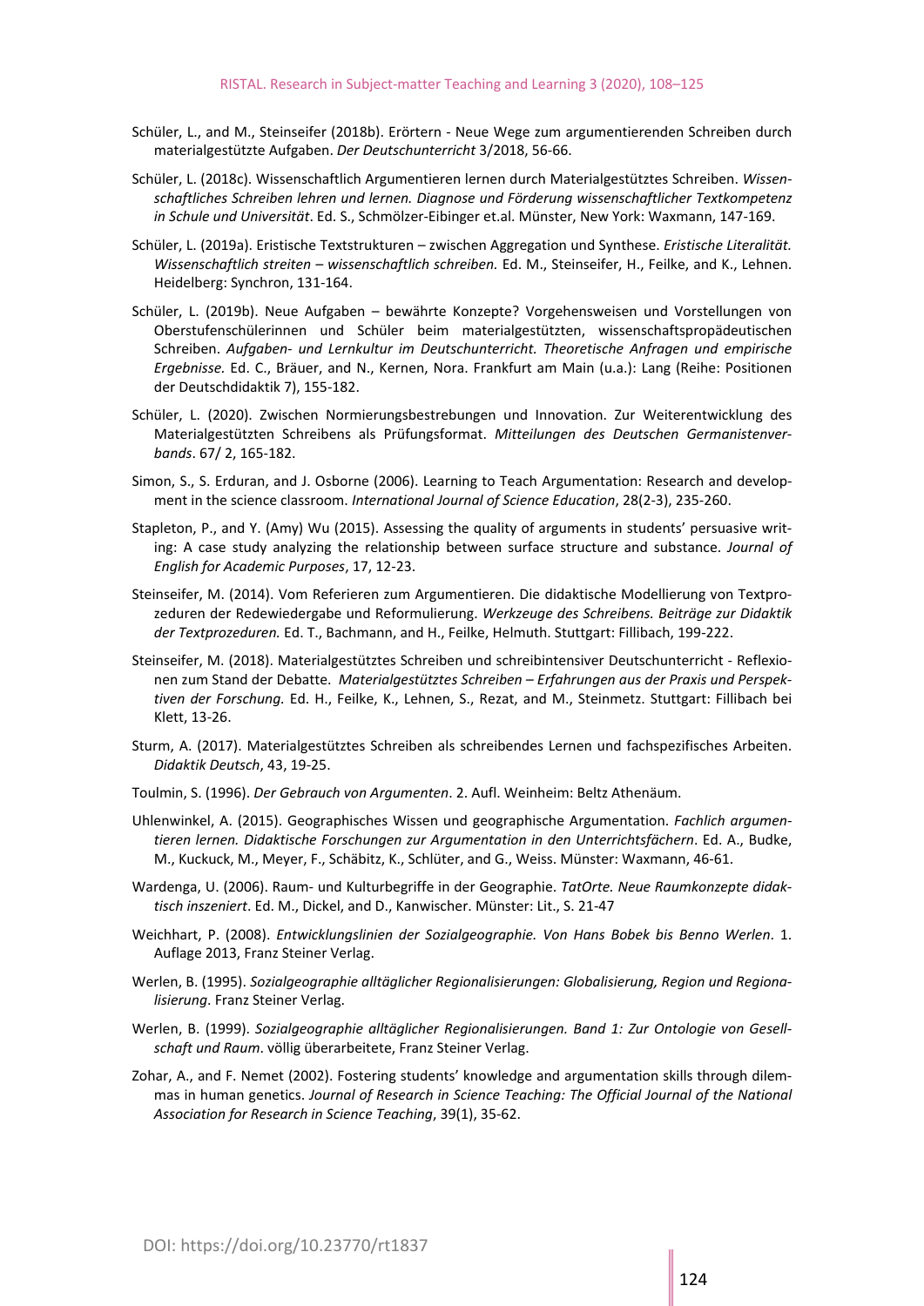Schüler, L., and M., Steinseifer (2018b). Erörtern - Neue Wege zum argumentierenden Schreiben durch materialgestützte Aufgaben. *Der Deutschunterricht* 3/2018, 56-66.

Schüler, L. (2018c). Wissenschaftlich Argumentieren lernen durch Materialgestütztes Schreiben. *Wissenschaftliches Schreiben lehren und lernen. Diagnose und Förderung wissenschaftlicher Textkompetenz in Schule und Universität*. Ed. S., Schmölzer-Eibinger et.al. Münster, New York: Waxmann, 147-169.

Schüler, L. (2019a). Eristische Textstrukturen – zwischen Aggregation und Synthese. *Eristische Literalität. Wissenschaftlich streiten – wissenschaftlich schreiben.* Ed. M., Steinseifer, H., Feilke, and K., Lehnen. Heidelberg: Synchron, 131-164.

Schüler, L. (2019b). Neue Aufgaben – bewährte Konzepte? Vorgehensweisen und Vorstellungen von Oberstufenschülerinnen und Schüler beim materialgestützten, wissenschaftspropädeutischen Schreiben. *Aufgaben- und Lernkultur im Deutschunterricht. Theoretische Anfragen und empirische Ergebnisse.* Ed. C., Bräuer, and N., Kernen, Nora. Frankfurt am Main (u.a.): Lang (Reihe: Positionen der Deutschdidaktik 7), 155-182.

Schüler, L. (2020). Zwischen Normierungsbestrebungen und Innovation. Zur Weiterentwicklung des Materialgestützten Schreibens als Prüfungsformat. *Mitteilungen des Deutschen Germanistenverbands*. 67/ 2, 165-182.

Simon, S., S. Erduran, and J. Osborne (2006). Learning to Teach Argumentation: Research and development in the science classroom. *International Journal of Science Education*, 28(2-3), 235-260.

Stapleton, P., and Y. (Amy) Wu (2015). Assessing the quality of arguments in students' persuasive writing: A case study analyzing the relationship between surface structure and substance. *Journal of English for Academic Purposes*, 17, 12-23.

Steinseifer, M. (2014). Vom Referieren zum Argumentieren. Die didaktische Modellierung von Textprozeduren der Redewiedergabe und Reformulierung. *Werkzeuge des Schreibens. Beiträge zur Didaktik der Textprozeduren.* Ed. T., Bachmann, and H., Feilke, Helmuth. Stuttgart: Fillibach, 199-222.

Steinseifer, M. (2018). Materialgestütztes Schreiben und schreibintensiver Deutschunterricht - Reflexionen zum Stand der Debatte. *Materialgestütztes Schreiben – Erfahrungen aus der Praxis und Perspektiven der Forschung.* Ed. H., Feilke, K., Lehnen, S., Rezat, and M., Steinmetz. Stuttgart: Fillibach bei Klett, 13-26.

Sturm, A. (2017). Materialgestütztes Schreiben als schreibendes Lernen und fachspezifisches Arbeiten. *Didaktik Deutsch*, 43, 19-25.

Toulmin, S. (1996). *Der Gebrauch von Argumenten*. 2. Aufl. Weinheim: Beltz Athenäum.

Uhlenwinkel, A. (2015). Geographisches Wissen und geographische Argumentation. *Fachlich argumentieren lernen. Didaktische Forschungen zur Argumentation in den Unterrichtsfächern*. Ed. A., Budke, M., Kuckuck, M., Meyer, F., Schäbitz, K., Schlüter, and G., Weiss. Münster: Waxmann, 46-61.

Wardenga, U. (2006). Raum- und Kulturbegriffe in der Geographie. *TatOrte. Neue Raumkonzepte didaktisch inszeniert*. Ed. M., Dickel, and D., Kanwischer. Münster: Lit., S. 21-47

Weichhart, P. (2008). *Entwicklungslinien der Sozialgeographie. Von Hans Bobek bis Benno Werlen*. 1. Auflage 2013, Franz Steiner Verlag.

Werlen, B. (1995). *Sozialgeographie alltäglicher Regionalisierungen: Globalisierung, Region und Regionalisierung*. Franz Steiner Verlag.

Werlen, B. (1999). *Sozialgeographie alltäglicher Regionalisierungen. Band 1: Zur Ontologie von Gesellschaft und Raum*. völlig überarbeitete, Franz Steiner Verlag.

Zohar, A., and F. Nemet (2002). Fostering students' knowledge and argumentation skills through dilemmas in human genetics. *Journal of Research in Science Teaching: The Official Journal of the National Association for Research in Science Teaching*, 39(1), 35-62.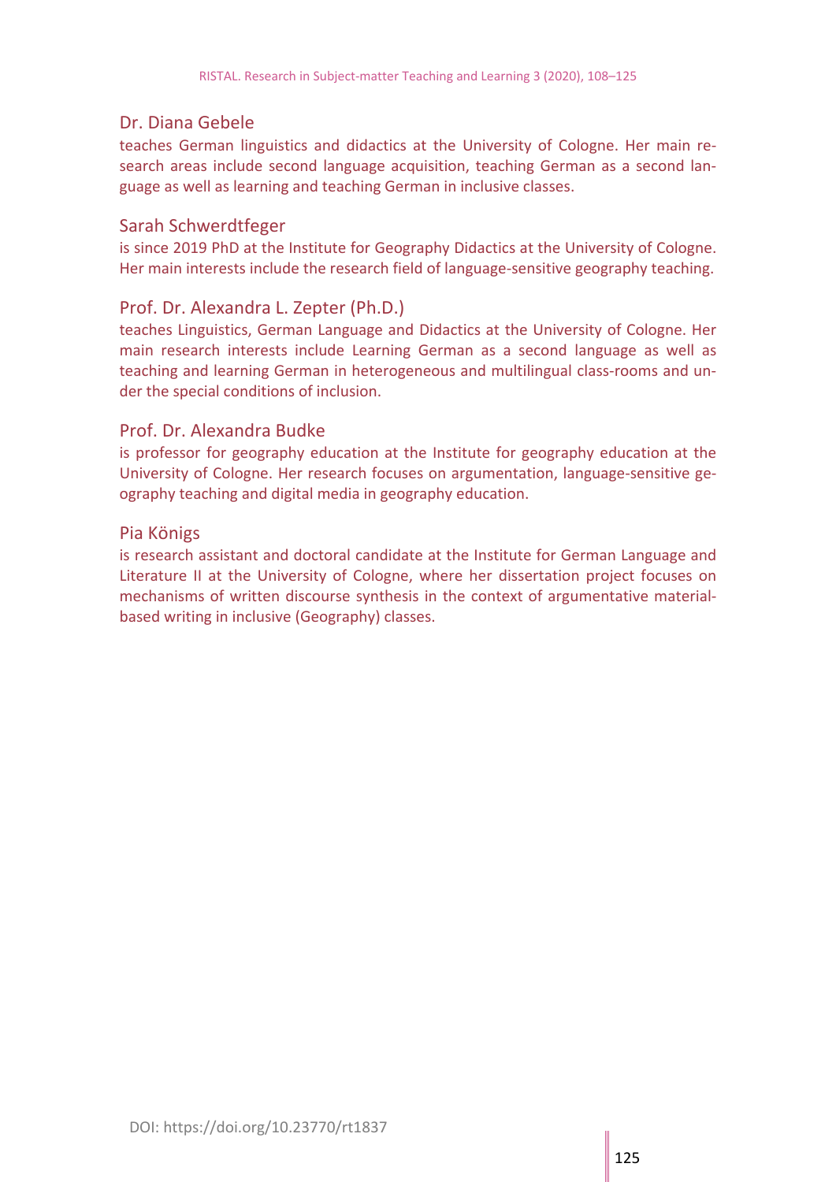### Dr. Diana Gebele

teaches German linguistics and didactics at the University of Cologne. Her main research areas include second language acquisition, teaching German as a second language as well as learning and teaching German in inclusive classes.

### Sarah Schwerdtfeger

is since 2019 PhD at the Institute for Geography Didactics at the University of Cologne. Her main interests include the research field of language-sensitive geography teaching.

### Prof. Dr. Alexandra L. Zepter (Ph.D.)

teaches Linguistics, German Language and Didactics at the University of Cologne. Her main research interests include Learning German as a second language as well as teaching and learning German in heterogeneous and multilingual class-rooms and under the special conditions of inclusion.

### Prof. Dr. Alexandra Budke

is professor for geography education at the Institute for geography education at the University of Cologne. Her research focuses on argumentation, language-sensitive geography teaching and digital media in geography education.

### Pia Königs

is research assistant and doctoral candidate at the Institute for German Language and Literature II at the University of Cologne, where her dissertation project focuses on mechanisms of written discourse synthesis in the context of argumentative material-based writing in inclusive (Geography) classes.